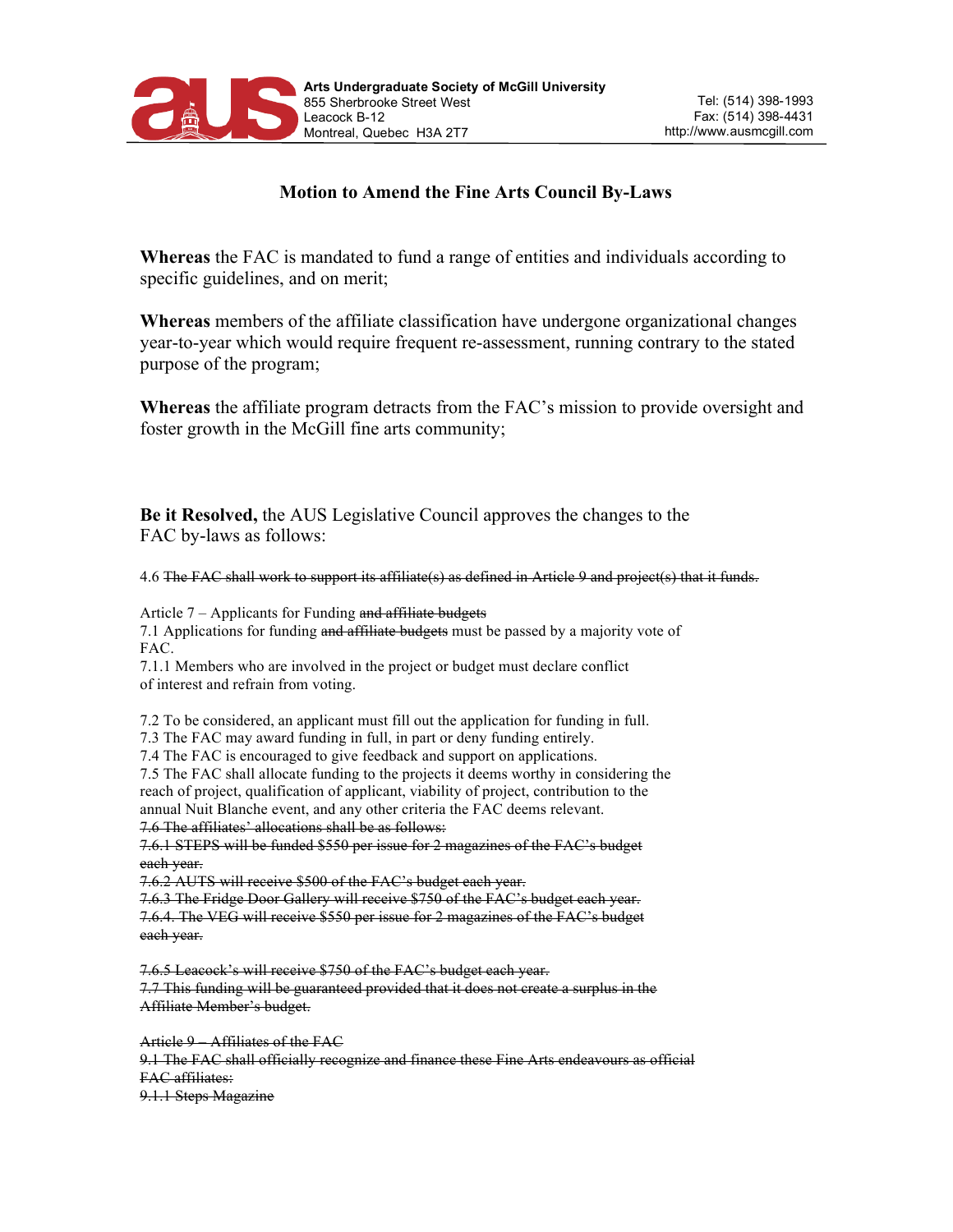**Arts Undergraduate Society of McGill University**
855 Sherbrooke Street West
Leacock B-12
Montreal, Quebec H3A 2T7

Tel: (514) 398-1993
Fax: (514) 398-4431
http://www.ausmcgill.com

## Motion to Amend the Fine Arts Council By-Laws

**Whereas** the FAC is mandated to fund a range of entities and individuals according to specific guidelines, and on merit;

**Whereas** members of the affiliate classification have undergone organizational changes year-to-year which would require frequent re-assessment, running contrary to the stated purpose of the program;

**Whereas** the affiliate program detracts from the FAC's mission to provide oversight and foster growth in the McGill fine arts community;

**Be it Resolved,** the AUS Legislative Council approves the changes to the FAC by-laws as follows:

4.6 ~~The FAC shall work to support its affiliate(s) as defined in Article 9 and project(s) that it funds.~~

Article 7 – Applicants for Funding ~~and affiliate budgets~~
7.1 Applications for funding ~~and affiliate budgets~~ must be passed by a majority vote of FAC.
7.1.1 Members who are involved in the project or budget must declare conflict of interest and refrain from voting.

7.2 To be considered, an applicant must fill out the application for funding in full.
7.3 The FAC may award funding in full, in part or deny funding entirely.
7.4 The FAC is encouraged to give feedback and support on applications.
7.5 The FAC shall allocate funding to the projects it deems worthy in considering the reach of project, qualification of applicant, viability of project, contribution to the annual Nuit Blanche event, and any other criteria the FAC deems relevant.
~~7.6 The affiliates' allocations shall be as follows:~~
~~7.6.1 STEPS will be funded $550 per issue for 2 magazines of the FAC's budget each year.~~
~~7.6.2 AUTS will receive $500 of the FAC's budget each year.~~
~~7.6.3 The Fridge Door Gallery will receive $750 of the FAC's budget each year.~~
~~7.6.4. The VEG will receive $550 per issue for 2 magazines of the FAC's budget each year.~~

~~7.6.5 Leacock's will receive $750 of the FAC's budget each year.~~
~~7.7 This funding will be guaranteed provided that it does not create a surplus in the Affiliate Member's budget.~~

~~Article 9 – Affiliates of the FAC~~
~~9.1 The FAC shall officially recognize and finance these Fine Arts endeavours as official FAC affiliates:~~
~~9.1.1 Steps Magazine~~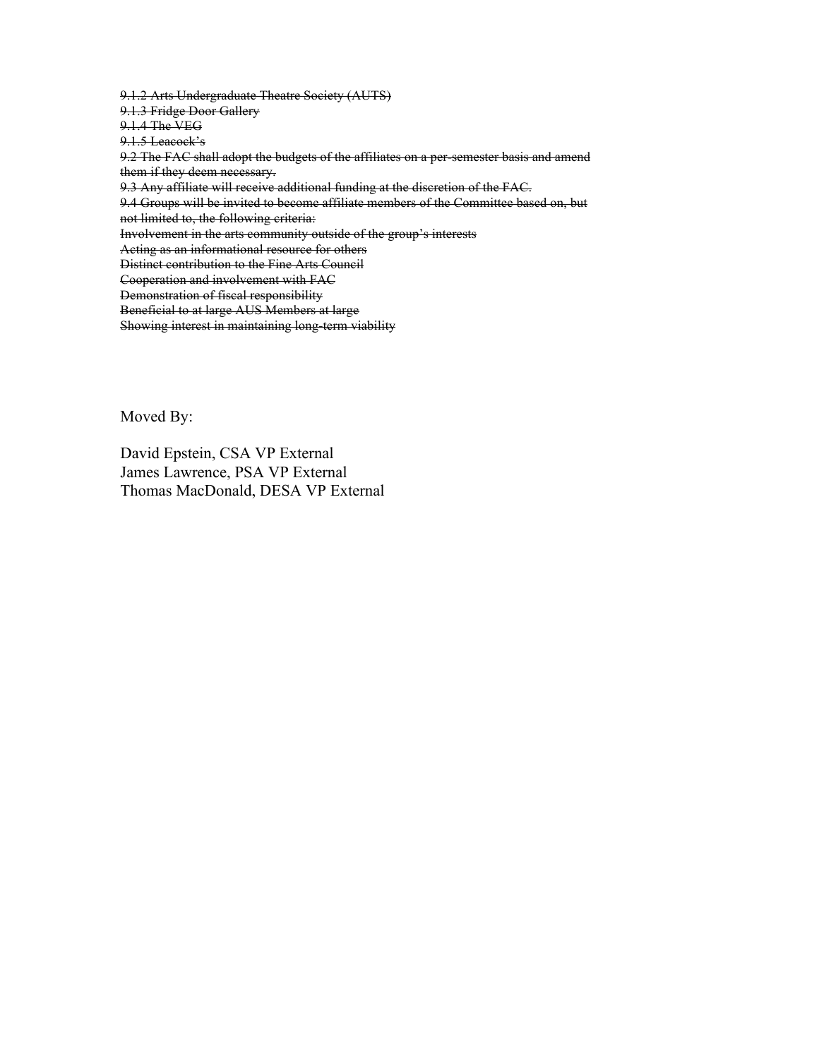~~9.1.2 Arts Undergraduate Theatre Society (AUTS)~~
~~9.1.3 Fridge Door Gallery~~
~~9.1.4 The VEG~~
~~9.1.5 Leacock's~~
~~9.2 The FAC shall adopt the budgets of the affiliates on a per-semester basis and amend them if they deem necessary.~~
~~9.3 Any affiliate will receive additional funding at the discretion of the FAC.~~
~~9.4 Groups will be invited to become affiliate members of the Committee based on, but not limited to, the following criteria:~~
~~Involvement in the arts community outside of the group's interests~~
~~Acting as an informational resource for others~~
~~Distinct contribution to the Fine Arts Council~~
~~Cooperation and involvement with FAC~~
~~Demonstration of fiscal responsibility~~
~~Beneficial to at large AUS Members at large~~
~~Showing interest in maintaining long-term viability~~

Moved By:

David Epstein, CSA VP External
James Lawrence, PSA VP External
Thomas MacDonald, DESA VP External